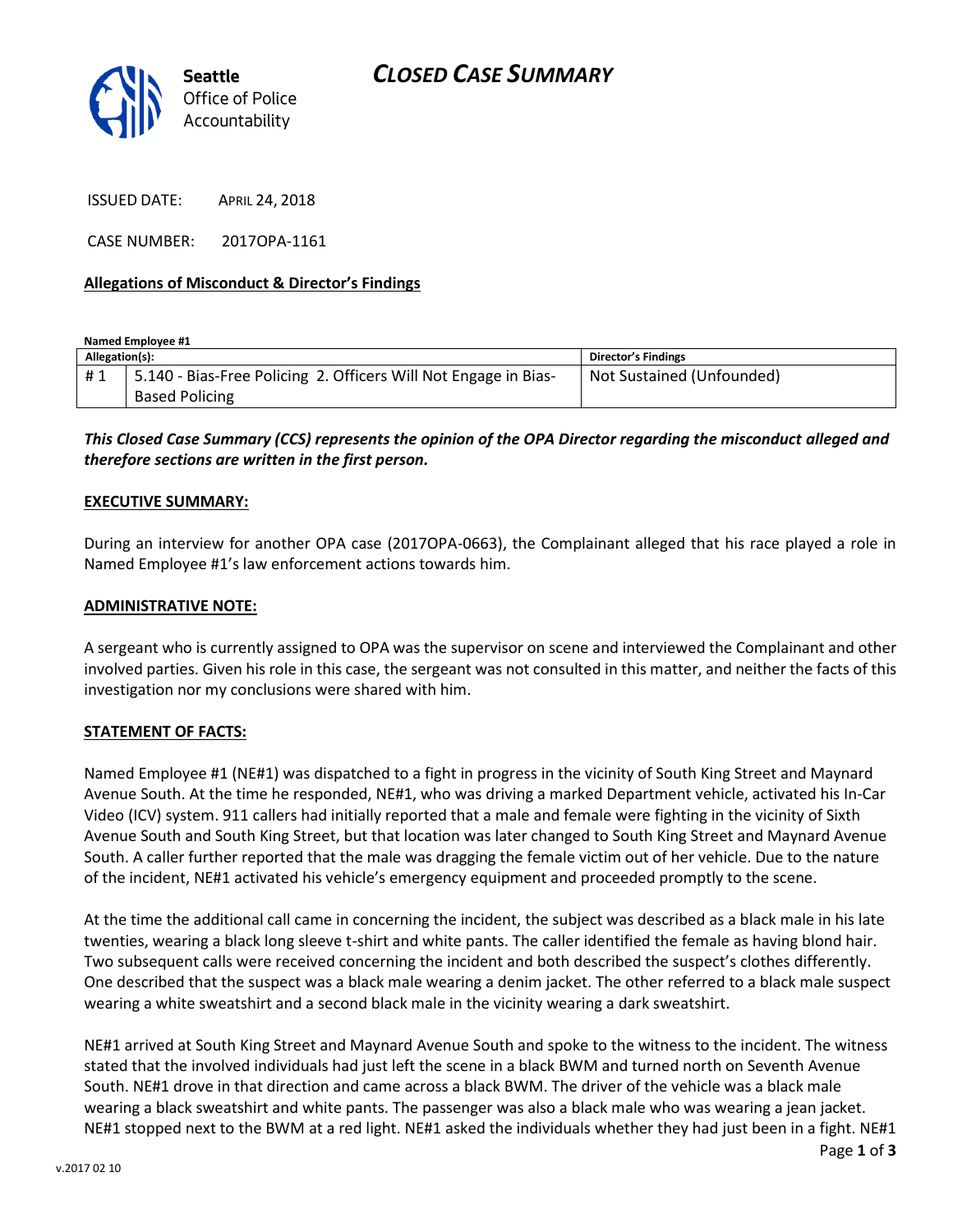Seattle Office of Police Accountability

# CLOSED CASE SUMMARY

ISSUED DATE: APRIL 24, 2018

CASE NUMBER: 2017OPA-1161

**Allegations of Misconduct & Director's Findings**

**Named Employee #1**

| Allegation(s): | | Director's Findings |
|---|---|---|
| # 1 | 5.140 - Bias-Free Policing 2. Officers Will Not Engage in Bias-Based Policing | Not Sustained (Unfounded) |

***This Closed Case Summary (CCS) represents the opinion of the OPA Director regarding the misconduct alleged and therefore sections are written in the first person.***

**EXECUTIVE SUMMARY:**

During an interview for another OPA case (2017OPA-0663), the Complainant alleged that his race played a role in Named Employee #1's law enforcement actions towards him.

**ADMINISTRATIVE NOTE:**

A sergeant who is currently assigned to OPA was the supervisor on scene and interviewed the Complainant and other involved parties. Given his role in this case, the sergeant was not consulted in this matter, and neither the facts of this investigation nor my conclusions were shared with him.

**STATEMENT OF FACTS:**

Named Employee #1 (NE#1) was dispatched to a fight in progress in the vicinity of South King Street and Maynard Avenue South. At the time he responded, NE#1, who was driving a marked Department vehicle, activated his In-Car Video (ICV) system. 911 callers had initially reported that a male and female were fighting in the vicinity of Sixth Avenue South and South King Street, but that location was later changed to South King Street and Maynard Avenue South. A caller further reported that the male was dragging the female victim out of her vehicle. Due to the nature of the incident, NE#1 activated his vehicle's emergency equipment and proceeded promptly to the scene.

At the time the additional call came in concerning the incident, the subject was described as a black male in his late twenties, wearing a black long sleeve t-shirt and white pants. The caller identified the female as having blond hair. Two subsequent calls were received concerning the incident and both described the suspect's clothes differently. One described that the suspect was a black male wearing a denim jacket. The other referred to a black male suspect wearing a white sweatshirt and a second black male in the vicinity wearing a dark sweatshirt.

NE#1 arrived at South King Street and Maynard Avenue South and spoke to the witness to the incident. The witness stated that the involved individuals had just left the scene in a black BWM and turned north on Seventh Avenue South. NE#1 drove in that direction and came across a black BWM. The driver of the vehicle was a black male wearing a black sweatshirt and white pants. The passenger was also a black male who was wearing a jean jacket. NE#1 stopped next to the BWM at a red light. NE#1 asked the individuals whether they had just been in a fight. NE#1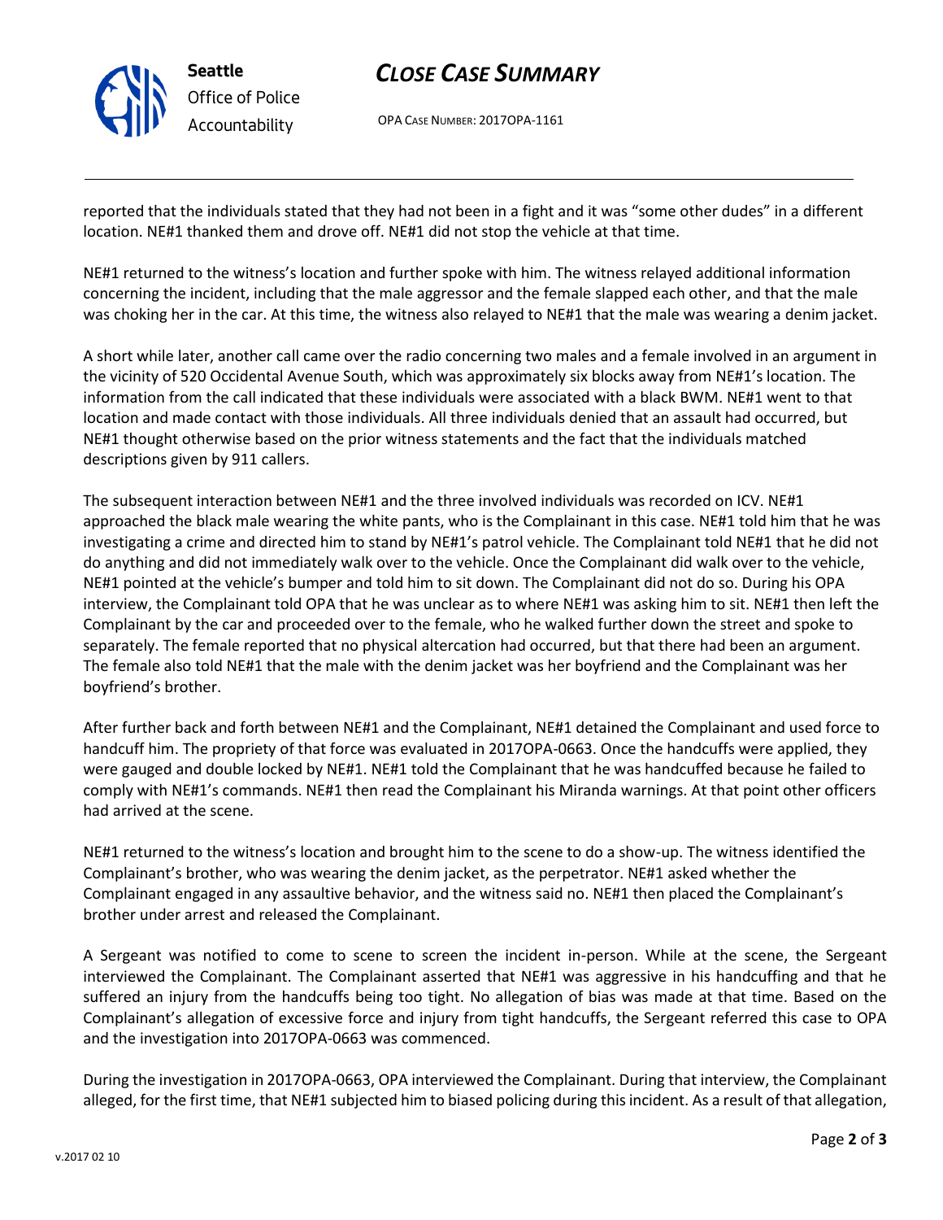reported that the individuals stated that they had not been in a fight and it was "some other dudes" in a different location. NE#1 thanked them and drove off. NE#1 did not stop the vehicle at that time.

NE#1 returned to the witness's location and further spoke with him. The witness relayed additional information concerning the incident, including that the male aggressor and the female slapped each other, and that the male was choking her in the car. At this time, the witness also relayed to NE#1 that the male was wearing a denim jacket.

A short while later, another call came over the radio concerning two males and a female involved in an argument in the vicinity of 520 Occidental Avenue South, which was approximately six blocks away from NE#1's location. The information from the call indicated that these individuals were associated with a black BWM. NE#1 went to that location and made contact with those individuals. All three individuals denied that an assault had occurred, but NE#1 thought otherwise based on the prior witness statements and the fact that the individuals matched descriptions given by 911 callers.

The subsequent interaction between NE#1 and the three involved individuals was recorded on ICV. NE#1 approached the black male wearing the white pants, who is the Complainant in this case. NE#1 told him that he was investigating a crime and directed him to stand by NE#1's patrol vehicle. The Complainant told NE#1 that he did not do anything and did not immediately walk over to the vehicle. Once the Complainant did walk over to the vehicle, NE#1 pointed at the vehicle's bumper and told him to sit down. The Complainant did not do so. During his OPA interview, the Complainant told OPA that he was unclear as to where NE#1 was asking him to sit. NE#1 then left the Complainant by the car and proceeded over to the female, who he walked further down the street and spoke to separately. The female reported that no physical altercation had occurred, but that there had been an argument. The female also told NE#1 that the male with the denim jacket was her boyfriend and the Complainant was her boyfriend's brother.

After further back and forth between NE#1 and the Complainant, NE#1 detained the Complainant and used force to handcuff him. The propriety of that force was evaluated in 2017OPA-0663. Once the handcuffs were applied, they were gauged and double locked by NE#1. NE#1 told the Complainant that he was handcuffed because he failed to comply with NE#1's commands. NE#1 then read the Complainant his Miranda warnings. At that point other officers had arrived at the scene.

NE#1 returned to the witness's location and brought him to the scene to do a show-up. The witness identified the Complainant's brother, who was wearing the denim jacket, as the perpetrator. NE#1 asked whether the Complainant engaged in any assaultive behavior, and the witness said no. NE#1 then placed the Complainant's brother under arrest and released the Complainant.

A Sergeant was notified to come to scene to screen the incident in-person. While at the scene, the Sergeant interviewed the Complainant. The Complainant asserted that NE#1 was aggressive in his handcuffing and that he suffered an injury from the handcuffs being too tight. No allegation of bias was made at that time. Based on the Complainant's allegation of excessive force and injury from tight handcuffs, the Sergeant referred this case to OPA and the investigation into 2017OPA-0663 was commenced.

During the investigation in 2017OPA-0663, OPA interviewed the Complainant. During that interview, the Complainant alleged, for the first time, that NE#1 subjected him to biased policing during this incident. As a result of that allegation,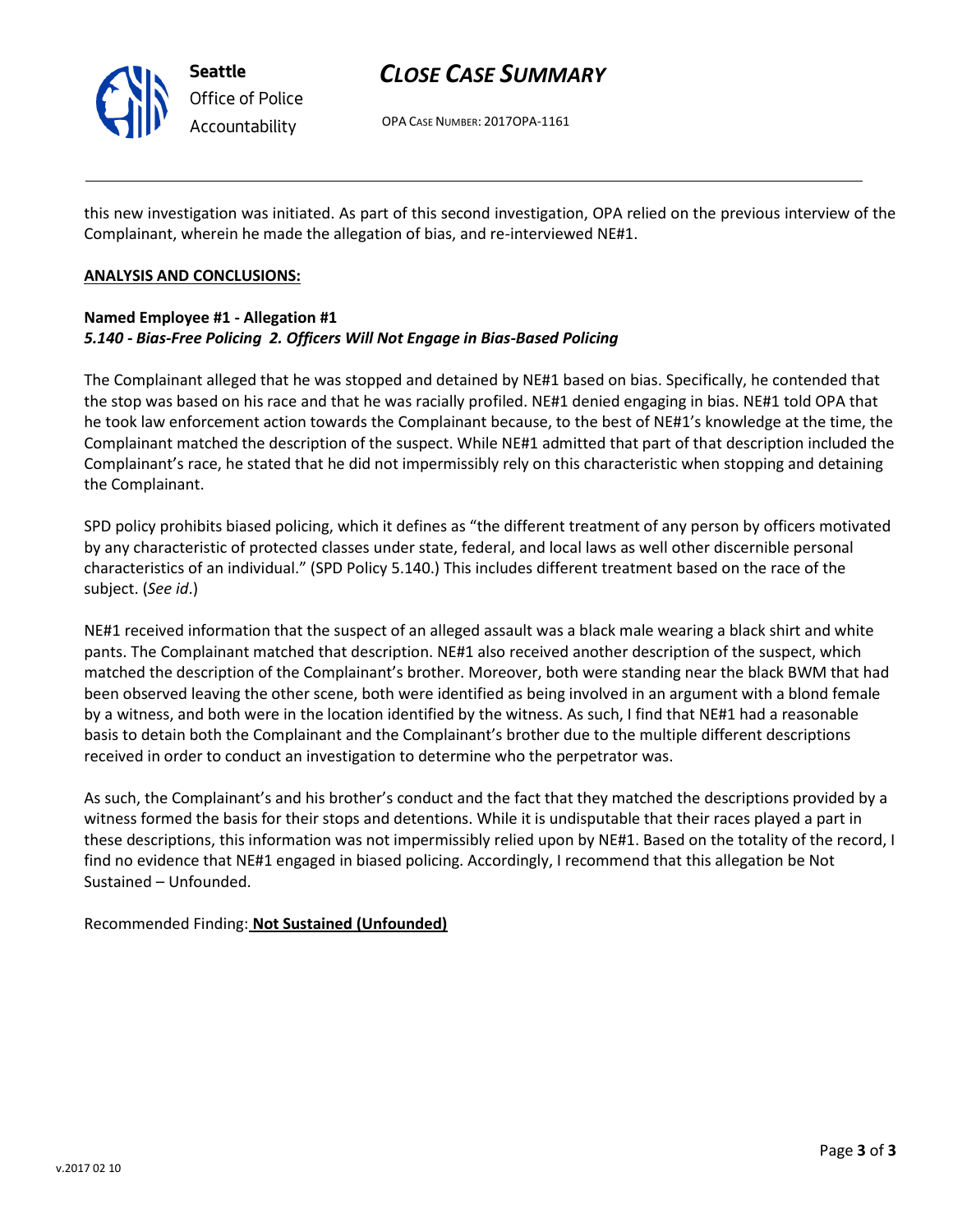this new investigation was initiated. As part of this second investigation, OPA relied on the previous interview of the Complainant, wherein he made the allegation of bias, and re-interviewed NE#1.

**ANALYSIS AND CONCLUSIONS:**

**Named Employee #1 - Allegation #1**
***5.140 - Bias-Free Policing 2. Officers Will Not Engage in Bias-Based Policing***

The Complainant alleged that he was stopped and detained by NE#1 based on bias. Specifically, he contended that the stop was based on his race and that he was racially profiled. NE#1 denied engaging in bias. NE#1 told OPA that he took law enforcement action towards the Complainant because, to the best of NE#1's knowledge at the time, the Complainant matched the description of the suspect. While NE#1 admitted that part of that description included the Complainant's race, he stated that he did not impermissibly rely on this characteristic when stopping and detaining the Complainant.

SPD policy prohibits biased policing, which it defines as "the different treatment of any person by officers motivated by any characteristic of protected classes under state, federal, and local laws as well other discernible personal characteristics of an individual." (SPD Policy 5.140.) This includes different treatment based on the race of the subject. (*See id*.)

NE#1 received information that the suspect of an alleged assault was a black male wearing a black shirt and white pants. The Complainant matched that description. NE#1 also received another description of the suspect, which matched the description of the Complainant's brother. Moreover, both were standing near the black BWM that had been observed leaving the other scene, both were identified as being involved in an argument with a blond female by a witness, and both were in the location identified by the witness. As such, I find that NE#1 had a reasonable basis to detain both the Complainant and the Complainant's brother due to the multiple different descriptions received in order to conduct an investigation to determine who the perpetrator was.

As such, the Complainant's and his brother's conduct and the fact that they matched the descriptions provided by a witness formed the basis for their stops and detentions. While it is undisputable that their races played a part in these descriptions, this information was not impermissibly relied upon by NE#1. Based on the totality of the record, I find no evidence that NE#1 engaged in biased policing. Accordingly, I recommend that this allegation be Not Sustained – Unfounded.

Recommended Finding: **Not Sustained (Unfounded)**